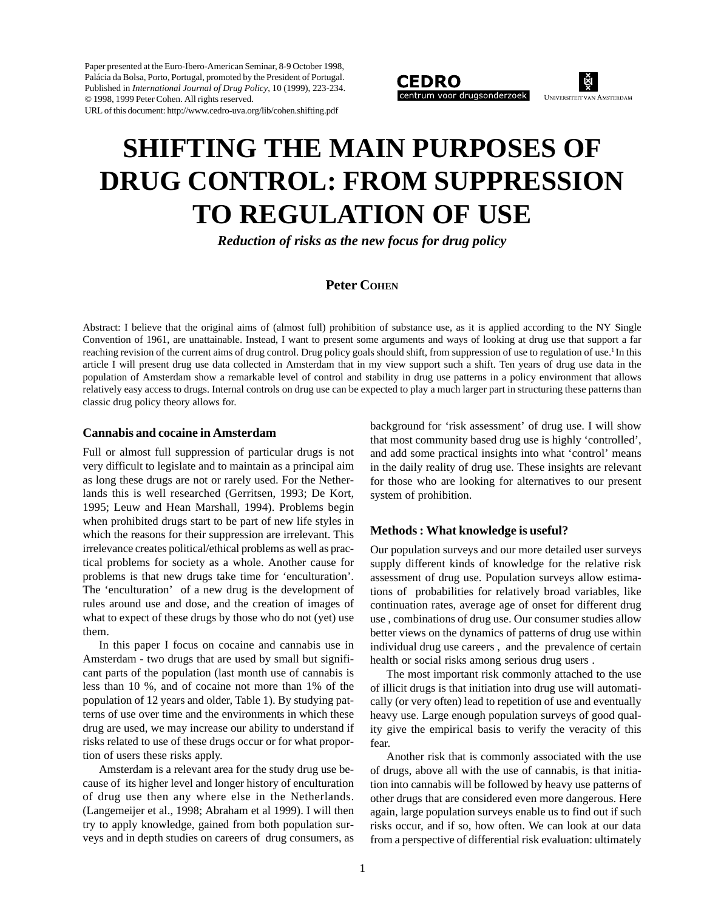Paper presented at the Euro-Ibero-American Seminar, 8-9 October 1998, Palácia da Bolsa, Porto, Portugal, promoted by the President of Portugal. Published in *International Journal of Drug Policy*, 10 (1999), 223-234. © 1998, 1999 Peter Cohen. All rights reserved.
URL of this document: http://www.cedro-uva.org/lib/cohen.shifting.pdf

CEDRO centrum voor drugsonderzoek

Universiteit van Amsterdam

# SHIFTING THE MAIN PURPOSES OF DRUG CONTROL: FROM SUPPRESSION TO REGULATION OF USE

***Reduction of risks as the new focus for drug policy***

**Peter Cohen**

Abstract: I believe that the original aims of (almost full) prohibition of substance use, as it is applied according to the NY Single Convention of 1961, are unattainable. Instead, I want to present some arguments and ways of looking at drug use that support a far reaching revision of the current aims of drug control. Drug policy goals should shift, from suppression of use to regulation of use.[1] In this article I will present drug use data collected in Amsterdam that in my view support such a shift. Ten years of drug use data in the population of Amsterdam show a remarkable level of control and stability in drug use patterns in a policy environment that allows relatively easy access to drugs. Internal controls on drug use can be expected to play a much larger part in structuring these patterns than classic drug policy theory allows for.

### Cannabis and cocaine in Amsterdam

Full or almost full suppression of particular drugs is not very difficult to legislate and to maintain as a principal aim as long these drugs are not or rarely used. For the Netherlands this is well researched (Gerritsen, 1993; De Kort, 1995; Leuw and Hean Marshall, 1994). Problems begin when prohibited drugs start to be part of new life styles in which the reasons for their suppression are irrelevant. This irrelevance creates political/ethical problems as well as practical problems for society as a whole. Another cause for problems is that new drugs take time for 'enculturation'. The 'enculturation' of a new drug is the development of rules around use and dose, and the creation of images of what to expect of these drugs by those who do not (yet) use them.

In this paper I focus on cocaine and cannabis use in Amsterdam - two drugs that are used by small but significant parts of the population (last month use of cannabis is less than 10 %, and of cocaine not more than 1% of the population of 12 years and older, Table 1). By studying patterns of use over time and the environments in which these drug are used, we may increase our ability to understand if risks related to use of these drugs occur or for what proportion of users these risks apply.

Amsterdam is a relevant area for the study drug use because of its higher level and longer history of enculturation of drug use then any where else in the Netherlands. (Langemeijer et al., 1998; Abraham et al 1999). I will then try to apply knowledge, gained from both population surveys and in depth studies on careers of drug consumers, as background for 'risk assessment' of drug use. I will show that most community based drug use is highly 'controlled', and add some practical insights into what 'control' means in the daily reality of drug use. These insights are relevant for those who are looking for alternatives to our present system of prohibition.

### Methods : What knowledge is useful?

Our population surveys and our more detailed user surveys supply different kinds of knowledge for the relative risk assessment of drug use. Population surveys allow estimations of probabilities for relatively broad variables, like continuation rates, average age of onset for different drug use , combinations of drug use. Our consumer studies allow better views on the dynamics of patterns of drug use within individual drug use careers , and the prevalence of certain health or social risks among serious drug users .

The most important risk commonly attached to the use of illicit drugs is that initiation into drug use will automatically (or very often) lead to repetition of use and eventually heavy use. Large enough population surveys of good quality give the empirical basis to verify the veracity of this fear.

Another risk that is commonly associated with the use of drugs, above all with the use of cannabis, is that initiation into cannabis will be followed by heavy use patterns of other drugs that are considered even more dangerous. Here again, large population surveys enable us to find out if such risks occur, and if so, how often. We can look at our data from a perspective of differential risk evaluation: ultimately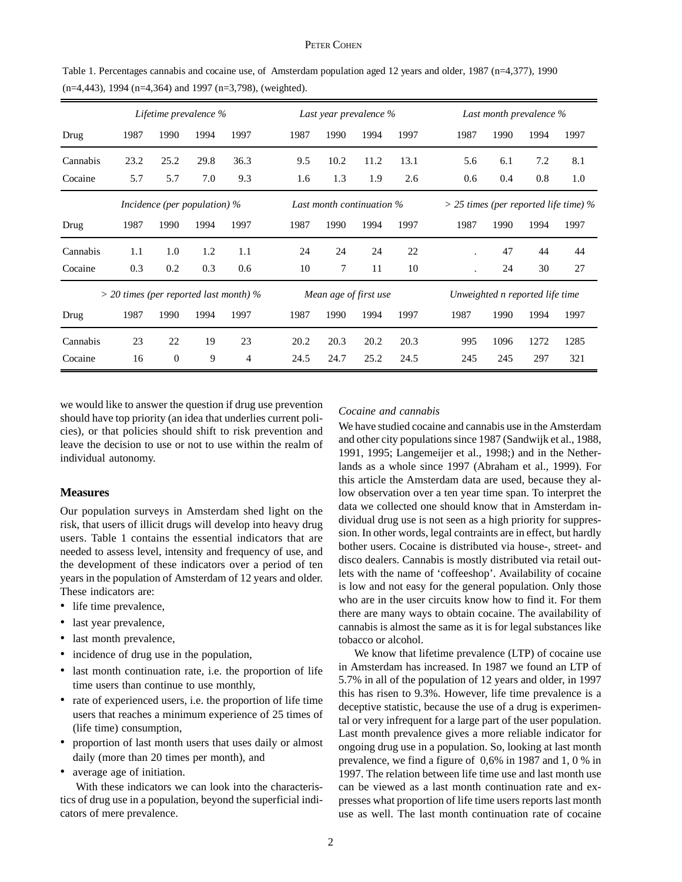Table 1. Percentages cannabis and cocaine use, of Amsterdam population aged 12 years and older, 1987 (n=4,377), 1990 (n=4,443), 1994 (n=4,364) and 1997 (n=3,798), (weighted).

| | *Lifetime prevalence %* | | | | *Last year prevalence %* | | | | *Last month prevalence %* | | | |
|---|---|---|---|---|---|---|---|---|---|---|---|---|
| Drug | 1987 | 1990 | 1994 | 1997 | 1987 | 1990 | 1994 | 1997 | 1987 | 1990 | 1994 | 1997 |
| Cannabis | 23.2 | 25.2 | 29.8 | 36.3 | 9.5 | 10.2 | 11.2 | 13.1 | 5.6 | 6.1 | 7.2 | 8.1 |
| Cocaine | 5.7 | 5.7 | 7.0 | 9.3 | 1.6 | 1.3 | 1.9 | 2.6 | 0.6 | 0.4 | 0.8 | 1.0 |
| | *Incidence (per population) %* | | | | *Last month continuation %* | | | | *> 25 times (per reported life time) %* | | | |
| Drug | 1987 | 1990 | 1994 | 1997 | 1987 | 1990 | 1994 | 1997 | 1987 | 1990 | 1994 | 1997 |
| Cannabis | 1.1 | 1.0 | 1.2 | 1.1 | 24 | 24 | 24 | 22 | . | 47 | 44 | 44 |
| Cocaine | 0.3 | 0.2 | 0.3 | 0.6 | 10 | 7 | 11 | 10 | . | 24 | 30 | 27 |
| | *> 20 times (per reported last month) %* | | | | *Mean age of first use* | | | | *Unweighted n reported life time* | | | |
| Drug | 1987 | 1990 | 1994 | 1997 | 1987 | 1990 | 1994 | 1997 | 1987 | 1990 | 1994 | 1997 |
| Cannabis | 23 | 22 | 19 | 23 | 20.2 | 20.3 | 20.2 | 20.3 | 995 | 1096 | 1272 | 1285 |
| Cocaine | 16 | 0 | 9 | 4 | 24.5 | 24.7 | 25.2 | 24.5 | 245 | 245 | 297 | 321 |

we would like to answer the question if drug use prevention should have top priority (an idea that underlies current policies), or that policies should shift to risk prevention and leave the decision to use or not to use within the realm of individual autonomy.

## Measures

Our population surveys in Amsterdam shed light on the risk, that users of illicit drugs will develop into heavy drug users. Table 1 contains the essential indicators that are needed to assess level, intensity and frequency of use, and the development of these indicators over a period of ten years in the population of Amsterdam of 12 years and older. These indicators are:

- life time prevalence,
- last year prevalence,
- last month prevalence,
- incidence of drug use in the population,
- last month continuation rate, i.e. the proportion of life time users than continue to use monthly,
- rate of experienced users, i.e. the proportion of life time users that reaches a minimum experience of 25 times of (life time) consumption,
- proportion of last month users that uses daily or almost daily (more than 20 times per month), and
- average age of initiation.

With these indicators we can look into the characteristics of drug use in a population, beyond the superficial indicators of mere prevalence.

*Cocaine and cannabis*

We have studied cocaine and cannabis use in the Amsterdam and other city populations since 1987 (Sandwijk et al., 1988, 1991, 1995; Langemeijer et al., 1998;) and in the Netherlands as a whole since 1997 (Abraham et al., 1999). For this article the Amsterdam data are used, because they allow observation over a ten year time span. To interpret the data we collected one should know that in Amsterdam individual drug use is not seen as a high priority for suppression. In other words, legal contraints are in effect, but hardly bother users. Cocaine is distributed via house-, street- and disco dealers. Cannabis is mostly distributed via retail outlets with the name of 'coffeeshop'. Availability of cocaine is low and not easy for the general population. Only those who are in the user circuits know how to find it. For them there are many ways to obtain cocaine. The availability of cannabis is almost the same as it is for legal substances like tobacco or alcohol.

We know that lifetime prevalence (LTP) of cocaine use in Amsterdam has increased. In 1987 we found an LTP of 5.7% in all of the population of 12 years and older, in 1997 this has risen to 9.3%. However, life time prevalence is a deceptive statistic, because the use of a drug is experimental or very infrequent for a large part of the user population. Last month prevalence gives a more reliable indicator for ongoing drug use in a population. So, looking at last month prevalence, we find a figure of 0,6% in 1987 and 1, 0 % in 1997. The relation between life time use and last month use can be viewed as a last month continuation rate and expresses what proportion of life time users reports last month use as well. The last month continuation rate of cocaine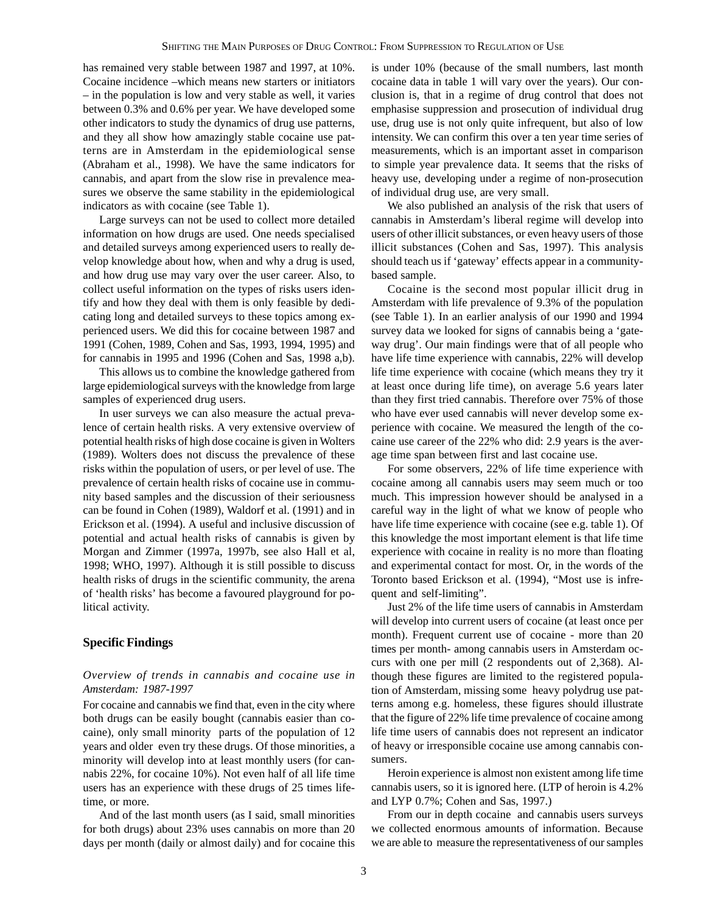has remained very stable between 1987 and 1997, at 10%. Cocaine incidence –which means new starters or initiators – in the population is low and very stable as well, it varies between 0.3% and 0.6% per year. We have developed some other indicators to study the dynamics of drug use patterns, and they all show how amazingly stable cocaine use patterns are in Amsterdam in the epidemiological sense (Abraham et al., 1998). We have the same indicators for cannabis, and apart from the slow rise in prevalence measures we observe the same stability in the epidemiological indicators as with cocaine (see Table 1).

Large surveys can not be used to collect more detailed information on how drugs are used. One needs specialised and detailed surveys among experienced users to really develop knowledge about how, when and why a drug is used, and how drug use may vary over the user career. Also, to collect useful information on the types of risks users identify and how they deal with them is only feasible by dedicating long and detailed surveys to these topics among experienced users. We did this for cocaine between 1987 and 1991 (Cohen, 1989, Cohen and Sas, 1993, 1994, 1995) and for cannabis in 1995 and 1996 (Cohen and Sas, 1998 a,b).

This allows us to combine the knowledge gathered from large epidemiological surveys with the knowledge from large samples of experienced drug users.

In user surveys we can also measure the actual prevalence of certain health risks. A very extensive overview of potential health risks of high dose cocaine is given in Wolters (1989). Wolters does not discuss the prevalence of these risks within the population of users, or per level of use. The prevalence of certain health risks of cocaine use in community based samples and the discussion of their seriousness can be found in Cohen (1989), Waldorf et al. (1991) and in Erickson et al. (1994). A useful and inclusive discussion of potential and actual health risks of cannabis is given by Morgan and Zimmer (1997a, 1997b, see also Hall et al, 1998; WHO, 1997). Although it is still possible to discuss health risks of drugs in the scientific community, the arena of 'health risks' has become a favoured playground for political activity.

## Specific Findings

### *Overview of trends in cannabis and cocaine use in Amsterdam: 1987-1997*

For cocaine and cannabis we find that, even in the city where both drugs can be easily bought (cannabis easier than cocaine), only small minority parts of the population of 12 years and older even try these drugs. Of those minorities, a minority will develop into at least monthly users (for cannabis 22%, for cocaine 10%). Not even half of all life time users has an experience with these drugs of 25 times lifetime, or more.

And of the last month users (as I said, small minorities for both drugs) about 23% uses cannabis on more than 20 days per month (daily or almost daily) and for cocaine this is under 10% (because of the small numbers, last month cocaine data in table 1 will vary over the years). Our conclusion is, that in a regime of drug control that does not emphasise suppression and prosecution of individual drug use, drug use is not only quite infrequent, but also of low intensity. We can confirm this over a ten year time series of measurements, which is an important asset in comparison to simple year prevalence data. It seems that the risks of heavy use, developing under a regime of non-prosecution of individual drug use, are very small.

We also published an analysis of the risk that users of cannabis in Amsterdam's liberal regime will develop into users of other illicit substances, or even heavy users of those illicit substances (Cohen and Sas, 1997). This analysis should teach us if 'gateway' effects appear in a community-based sample.

Cocaine is the second most popular illicit drug in Amsterdam with life prevalence of 9.3% of the population (see Table 1). In an earlier analysis of our 1990 and 1994 survey data we looked for signs of cannabis being a 'gateway drug'. Our main findings were that of all people who have life time experience with cannabis, 22% will develop life time experience with cocaine (which means they try it at least once during life time), on average 5.6 years later than they first tried cannabis. Therefore over 75% of those who have ever used cannabis will never develop some experience with cocaine. We measured the length of the cocaine use career of the 22% who did: 2.9 years is the average time span between first and last cocaine use.

For some observers, 22% of life time experience with cocaine among all cannabis users may seem much or too much. This impression however should be analysed in a careful way in the light of what we know of people who have life time experience with cocaine (see e.g. table 1). Of this knowledge the most important element is that life time experience with cocaine in reality is no more than floating and experimental contact for most. Or, in the words of the Toronto based Erickson et al. (1994), "Most use is infrequent and self-limiting".

Just 2% of the life time users of cannabis in Amsterdam will develop into current users of cocaine (at least once per month). Frequent current use of cocaine - more than 20 times per month- among cannabis users in Amsterdam occurs with one per mill (2 respondents out of 2,368). Although these figures are limited to the registered population of Amsterdam, missing some heavy polydrug use patterns among e.g. homeless, these figures should illustrate that the figure of 22% life time prevalence of cocaine among life time users of cannabis does not represent an indicator of heavy or irresponsible cocaine use among cannabis consumers.

Heroin experience is almost non existent among life time cannabis users, so it is ignored here. (LTP of heroin is 4.2% and LYP 0.7%; Cohen and Sas, 1997.)

From our in depth cocaine and cannabis users surveys we collected enormous amounts of information. Because we are able to measure the representativeness of our samples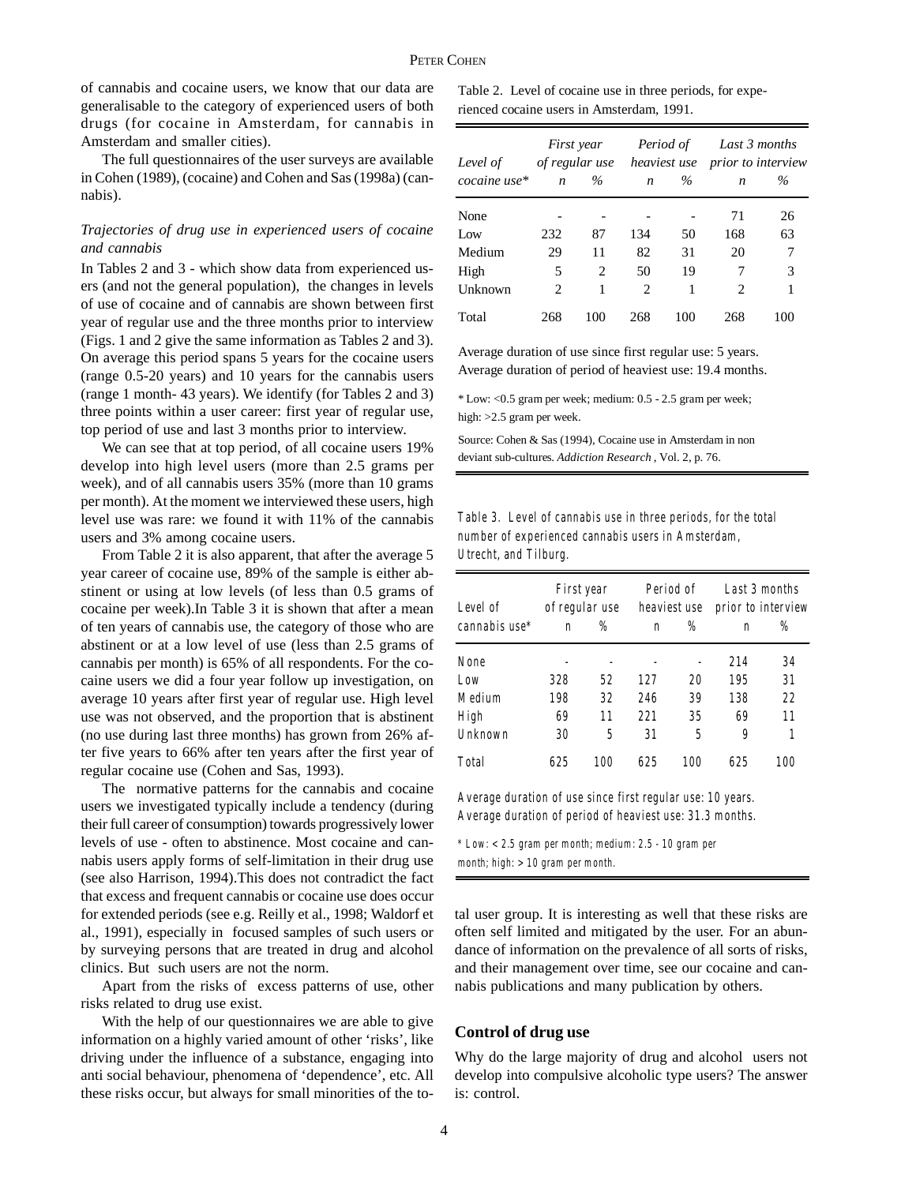of cannabis and cocaine users, we know that our data are generalisable to the category of experienced users of both drugs (for cocaine in Amsterdam, for cannabis in Amsterdam and smaller cities).

The full questionnaires of the user surveys are available in Cohen (1989), (cocaine) and Cohen and Sas (1998a) (cannabis).

*Trajectories of drug use in experienced users of cocaine and cannabis*

In Tables 2 and 3 - which show data from experienced users (and not the general population), the changes in levels of use of cocaine and of cannabis are shown between first year of regular use and the three months prior to interview (Figs. 1 and 2 give the same information as Tables 2 and 3). On average this period spans 5 years for the cocaine users (range 0.5-20 years) and 10 years for the cannabis users (range 1 month- 43 years). We identify (for Tables 2 and 3) three points within a user career: first year of regular use, top period of use and last 3 months prior to interview.

We can see that at top period, of all cocaine users 19% develop into high level users (more than 2.5 grams per week), and of all cannabis users 35% (more than 10 grams per month). At the moment we interviewed these users, high level use was rare: we found it with 11% of the cannabis users and 3% among cocaine users.

From Table 2 it is also apparent, that after the average 5 year career of cocaine use, 89% of the sample is either abstinent or using at low levels (of less than 0.5 grams of cocaine per week).In Table 3 it is shown that after a mean of ten years of cannabis use, the category of those who are abstinent or at a low level of use (less than 2.5 grams of cannabis per month) is 65% of all respondents. For the cocaine users we did a four year follow up investigation, on average 10 years after first year of regular use. High level use was not observed, and the proportion that is abstinent (no use during last three months) has grown from 26% after five years to 66% after ten years after the first year of regular cocaine use (Cohen and Sas, 1993).

The normative patterns for the cannabis and cocaine users we investigated typically include a tendency (during their full career of consumption) towards progressively lower levels of use - often to abstinence. Most cocaine and cannabis users apply forms of self-limitation in their drug use (see also Harrison, 1994).This does not contradict the fact that excess and frequent cannabis or cocaine use does occur for extended periods (see e.g. Reilly et al., 1998; Waldorf et al., 1991), especially in focused samples of such users or by surveying persons that are treated in drug and alcohol clinics. But such users are not the norm.

Apart from the risks of excess patterns of use, other risks related to drug use exist.

With the help of our questionnaires we are able to give information on a highly varied amount of other 'risks', like driving under the influence of a substance, engaging into anti social behaviour, phenomena of 'dependence', etc. All these risks occur, but always for small minorities of the total user group. It is interesting as well that these risks are often self limited and mitigated by the user. For an abundance of information on the prevalence of all sorts of risks, and their management over time, see our cocaine and cannabis publications and many publication by others.

Table 2. Level of cocaine use in three periods, for experienced cocaine users in Amsterdam, 1991.

| Level of cocaine use* | First year of regular use | | Period of heaviest use | | Last 3 months prior to interview | |
|---|---|---|---|---|---|---|
| | *n* | *%* | *n* | *%* | *n* | *%* |
| None | - | - | - | - | 71 | 26 |
| Low | 232 | 87 | 134 | 50 | 168 | 63 |
| Medium | 29 | 11 | 82 | 31 | 20 | 7 |
| High | 5 | 2 | 50 | 19 | 7 | 3 |
| Unknown | 2 | 1 | 2 | 1 | 2 | 1 |
| Total | 268 | 100 | 268 | 100 | 268 | 100 |

Average duration of use since first regular use: 5 years.
Average duration of period of heaviest use: 19.4 months.

* Low: <0.5 gram per week; medium: 0.5 - 2.5 gram per week; high: >2.5 gram per week.

Source: Cohen & Sas (1994), Cocaine use in Amsterdam in non deviant sub-cultures. *Addiction Research*, Vol. 2, p. 76.

Table 3. Level of cannabis use in three periods, for the total number of experienced cannabis users in Amsterdam, Utrecht, and Tilburg.

| Level of cannabis use* | First year of regular use | | Period of heaviest use | | Last 3 months prior to interview | |
|---|---|---|---|---|---|---|
| | n | % | n | % | n | % |
| None | - | - | - | - | 214 | 34 |
| Low | 328 | 52 | 127 | 20 | 195 | 31 |
| Medium | 198 | 32 | 246 | 39 | 138 | 22 |
| High | 69 | 11 | 221 | 35 | 69 | 11 |
| Unknown | 30 | 5 | 31 | 5 | 9 | 1 |
| Total | 625 | 100 | 625 | 100 | 625 | 100 |

Average duration of use since first regular use: 10 years.
Average duration of period of heaviest use: 31.3 months.

* Low: < 2.5 gram per month; medium: 2.5 - 10 gram per month; high: > 10 gram per month.

## Control of drug use

Why do the large majority of drug and alcohol users not develop into compulsive alcoholic type users? The answer is: control.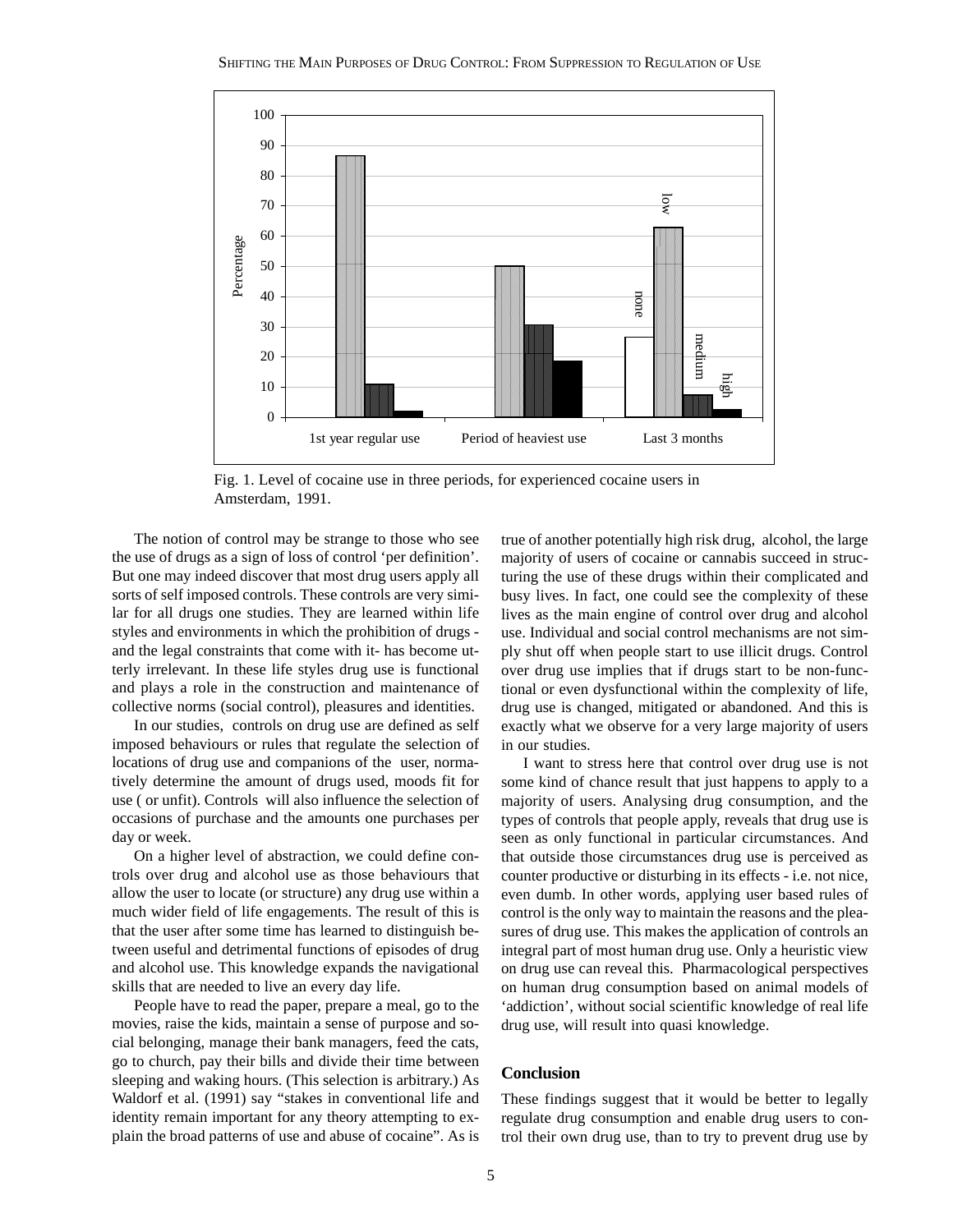100
90
80
70
60
50
40
30
20
10
0

Percentage

1st year regular use

Period of heaviest use

Last 3 months

none

low

medium

high

Fig. 1. Level of cocaine use in three periods, for experienced cocaine users in Amsterdam, 1991.

The notion of control may be strange to those who see the use of drugs as a sign of loss of control 'per definition'. But one may indeed discover that most drug users apply all sorts of self imposed controls. These controls are very similar for all drugs one studies. They are learned within life styles and environments in which the prohibition of drugs - and the legal constraints that come with it- has become utterly irrelevant. In these life styles drug use is functional and plays a role in the construction and maintenance of collective norms (social control), pleasures and identities.

In our studies, controls on drug use are defined as self imposed behaviours or rules that regulate the selection of locations of drug use and companions of the user, normatively determine the amount of drugs used, moods fit for use ( or unfit). Controls will also influence the selection of occasions of purchase and the amounts one purchases per day or week.

On a higher level of abstraction, we could define controls over drug and alcohol use as those behaviours that allow the user to locate (or structure) any drug use within a much wider field of life engagements. The result of this is that the user after some time has learned to distinguish between useful and detrimental functions of episodes of drug and alcohol use. This knowledge expands the navigational skills that are needed to live an every day life.

People have to read the paper, prepare a meal, go to the movies, raise the kids, maintain a sense of purpose and social belonging, manage their bank managers, feed the cats, go to church, pay their bills and divide their time between sleeping and waking hours. (This selection is arbitrary.) As Waldorf et al. (1991) say "stakes in conventional life and identity remain important for any theory attempting to explain the broad patterns of use and abuse of cocaine". As is true of another potentially high risk drug, alcohol, the large majority of users of cocaine or cannabis succeed in structuring the use of these drugs within their complicated and busy lives. In fact, one could see the complexity of these lives as the main engine of control over drug and alcohol use. Individual and social control mechanisms are not simply shut off when people start to use illicit drugs. Control over drug use implies that if drugs start to be non-functional or even dysfunctional within the complexity of life, drug use is changed, mitigated or abandoned. And this is exactly what we observe for a very large majority of users in our studies.

I want to stress here that control over drug use is not some kind of chance result that just happens to apply to a majority of users. Analysing drug consumption, and the types of controls that people apply, reveals that drug use is seen as only functional in particular circumstances. And that outside those circumstances drug use is perceived as counter productive or disturbing in its effects - i.e. not nice, even dumb. In other words, applying user based rules of control is the only way to maintain the reasons and the pleasures of drug use. This makes the application of controls an integral part of most human drug use. Only a heuristic view on drug use can reveal this. Pharmacological perspectives on human drug consumption based on animal models of 'addiction', without social scientific knowledge of real life drug use, will result into quasi knowledge.

## Conclusion

These findings suggest that it would be better to legally regulate drug consumption and enable drug users to control their own drug use, than to try to prevent drug use by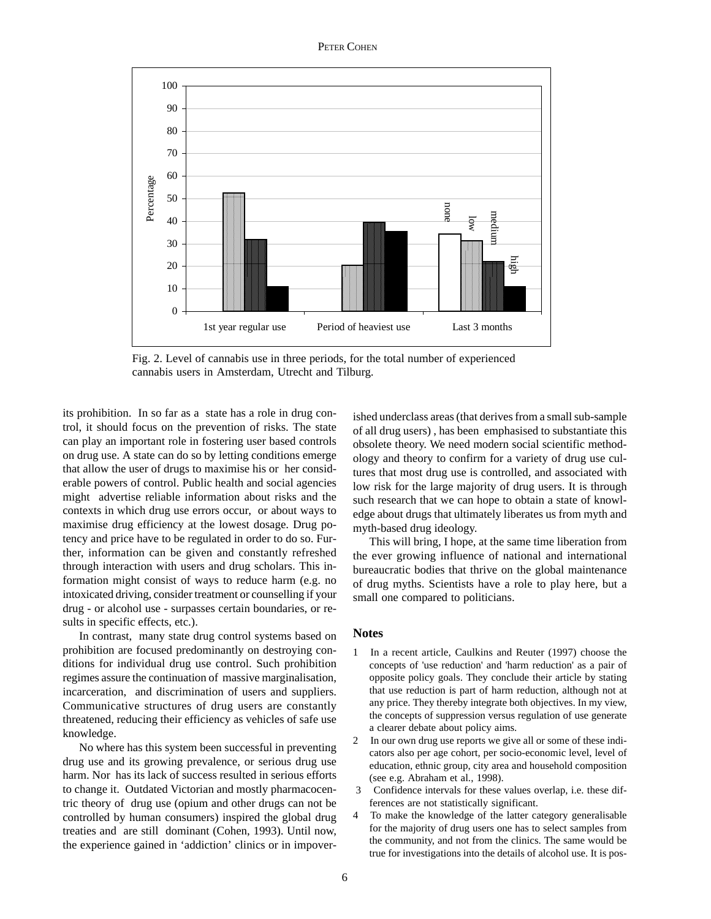Fig. 2. Level of cannabis use in three periods, for the total number of experienced cannabis users in Amsterdam, Utrecht and Tilburg.

its prohibition. In so far as a state has a role in drug control, it should focus on the prevention of risks. The state can play an important role in fostering user based controls on drug use. A state can do so by letting conditions emerge that allow the user of drugs to maximise his or her considerable powers of control. Public health and social agencies might advertise reliable information about risks and the contexts in which drug use errors occur, or about ways to maximise drug efficiency at the lowest dosage. Drug potency and price have to be regulated in order to do so. Further, information can be given and constantly refreshed through interaction with users and drug scholars. This information might consist of ways to reduce harm (e.g. no intoxicated driving, consider treatment or counselling if your drug - or alcohol use - surpasses certain boundaries, or results in specific effects, etc.).

In contrast, many state drug control systems based on prohibition are focused predominantly on destroying conditions for individual drug use control. Such prohibition regimes assure the continuation of massive marginalisation, incarceration, and discrimination of users and suppliers. Communicative structures of drug users are constantly threatened, reducing their efficiency as vehicles of safe use knowledge.

No where has this system been successful in preventing drug use and its growing prevalence, or serious drug use harm. Nor has its lack of success resulted in serious efforts to change it. Outdated Victorian and mostly pharmacocentric theory of drug use (opium and other drugs can not be controlled by human consumers) inspired the global drug treaties and are still dominant (Cohen, 1993). Until now, the experience gained in 'addiction' clinics or in impoverished underclass areas (that derives from a small sub-sample of all drug users) , has been emphasised to substantiate this obsolete theory. We need modern social scientific methodology and theory to confirm for a variety of drug use cultures that most drug use is controlled, and associated with low risk for the large majority of drug users. It is through such research that we can hope to obtain a state of knowledge about drugs that ultimately liberates us from myth and myth-based drug ideology.

This will bring, I hope, at the same time liberation from the ever growing influence of national and international bureaucratic bodies that thrive on the global maintenance of drug myths. Scientists have a role to play here, but a small one compared to politicians.

## Notes

1 In a recent article, Caulkins and Reuter (1997) choose the concepts of 'use reduction' and 'harm reduction' as a pair of opposite policy goals. They conclude their article by stating that use reduction is part of harm reduction, although not at any price. They thereby integrate both objectives. In my view, the concepts of suppression versus regulation of use generate a clearer debate about policy aims.

2 In our own drug use reports we give all or some of these indicators also per age cohort, per socio-economic level, level of education, ethnic group, city area and household composition (see e.g. Abraham et al., 1998).

3 Confidence intervals for these values overlap, i.e. these differences are not statistically significant.

4 To make the knowledge of the latter category generalisable for the majority of drug users one has to select samples from the community, and not from the clinics. The same would be true for investigations into the details of alcohol use. It is pos-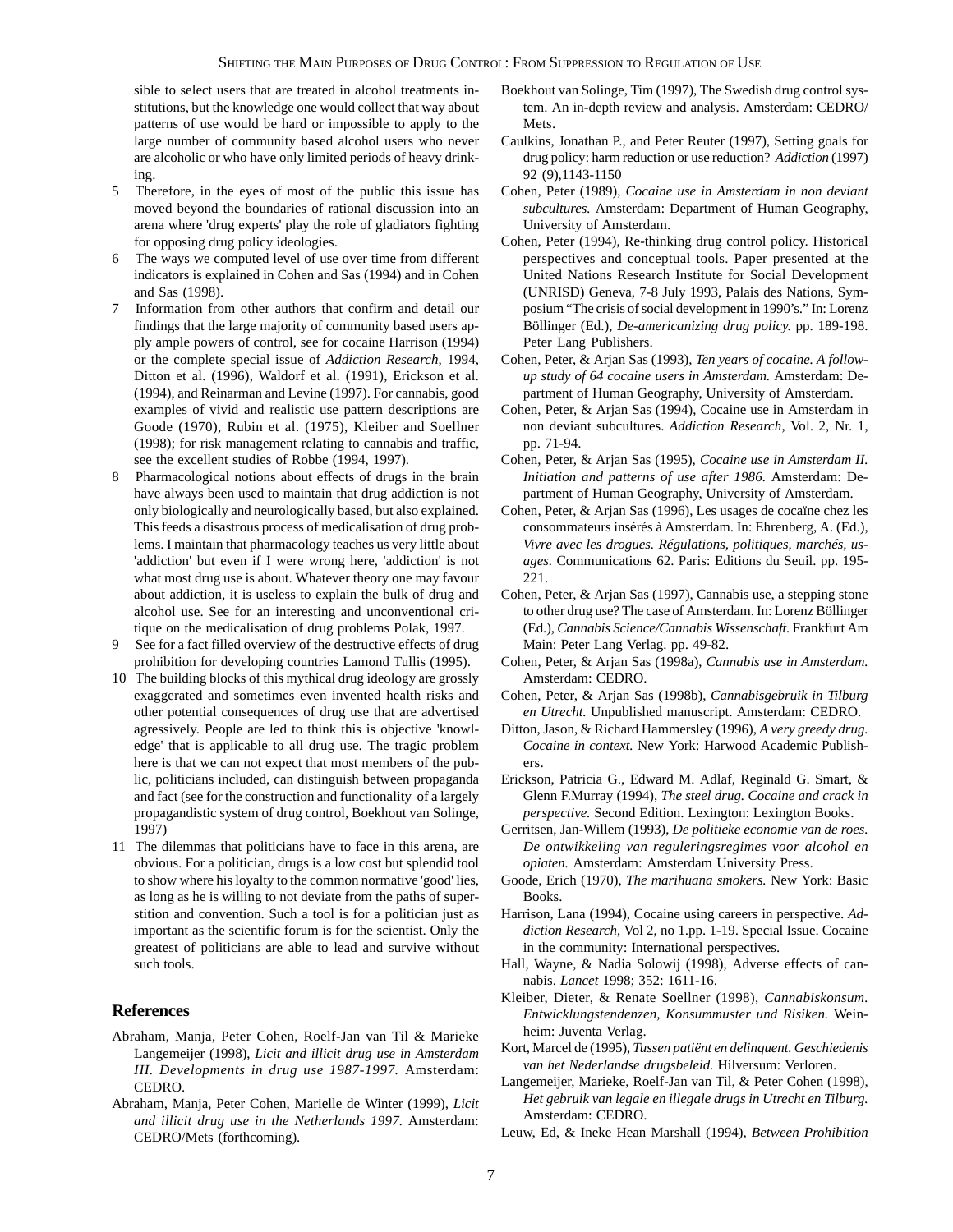sible to select users that are treated in alcohol treatments institutions, but the knowledge one would collect that way about patterns of use would be hard or impossible to apply to the large number of community based alcohol users who never are alcoholic or who have only limited periods of heavy drinking.

5 Therefore, in the eyes of most of the public this issue has moved beyond the boundaries of rational discussion into an arena where 'drug experts' play the role of gladiators fighting for opposing drug policy ideologies.

6 The ways we computed level of use over time from different indicators is explained in Cohen and Sas (1994) and in Cohen and Sas (1998).

7 Information from other authors that confirm and detail our findings that the large majority of community based users apply ample powers of control, see for cocaine Harrison (1994) or the complete special issue of *Addiction Research*, 1994, Ditton et al. (1996), Waldorf et al. (1991), Erickson et al. (1994), and Reinarman and Levine (1997). For cannabis, good examples of vivid and realistic use pattern descriptions are Goode (1970), Rubin et al. (1975), Kleiber and Soellner (1998); for risk management relating to cannabis and traffic, see the excellent studies of Robbe (1994, 1997).

8 Pharmacological notions about effects of drugs in the brain have always been used to maintain that drug addiction is not only biologically and neurologically based, but also explained. This feeds a disastrous process of medicalisation of drug problems. I maintain that pharmacology teaches us very little about 'addiction' but even if I were wrong here, 'addiction' is not what most drug use is about. Whatever theory one may favour about addiction, it is useless to explain the bulk of drug and alcohol use. See for an interesting and unconventional critique on the medicalisation of drug problems Polak, 1997.

9 See for a fact filled overview of the destructive effects of drug prohibition for developing countries Lamond Tullis (1995).

10 The building blocks of this mythical drug ideology are grossly exaggerated and sometimes even invented health risks and other potential consequences of drug use that are advertised agressively. People are led to think this is objective 'knowledge' that is applicable to all drug use. The tragic problem here is that we can not expect that most members of the public, politicians included, can distinguish between propaganda and fact (see for the construction and functionality of a largely propagandistic system of drug control, Boekhout van Solinge, 1997)

11 The dilemmas that politicians have to face in this arena, are obvious. For a politician, drugs is a low cost but splendid tool to show where his loyalty to the common normative 'good' lies, as long as he is willing to not deviate from the paths of superstition and convention. Such a tool is for a politician just as important as the scientific forum is for the scientist. Only the greatest of politicians are able to lead and survive without such tools.

## References

Abraham, Manja, Peter Cohen, Roelf-Jan van Til & Marieke Langemeijer (1998), *Licit and illicit drug use in Amsterdam III. Developments in drug use 1987-1997.* Amsterdam: CEDRO.

Abraham, Manja, Peter Cohen, Marielle de Winter (1999), *Licit and illicit drug use in the Netherlands 1997.* Amsterdam: CEDRO/Mets (forthcoming).

Boekhout van Solinge, Tim (1997), The Swedish drug control system. An in-depth review and analysis. Amsterdam: CEDRO/Mets.

Caulkins, Jonathan P., and Peter Reuter (1997), Setting goals for drug policy: harm reduction or use reduction? *Addiction* (1997) 92 (9),1143-1150

Cohen, Peter (1989), *Cocaine use in Amsterdam in non deviant subcultures.* Amsterdam: Department of Human Geography, University of Amsterdam.

Cohen, Peter (1994), Re-thinking drug control policy. Historical perspectives and conceptual tools. Paper presented at the United Nations Research Institute for Social Development (UNRISD) Geneva, 7-8 July 1993, Palais des Nations, Symposium "The crisis of social development in 1990's." In: Lorenz Böllinger (Ed.), *De-americanizing drug policy.* pp. 189-198. Peter Lang Publishers.

Cohen, Peter, & Arjan Sas (1993), *Ten years of cocaine. A follow-up study of 64 cocaine users in Amsterdam.* Amsterdam: Department of Human Geography, University of Amsterdam.

Cohen, Peter, & Arjan Sas (1994), Cocaine use in Amsterdam in non deviant subcultures. *Addiction Research*, Vol. 2, Nr. 1, pp. 71-94.

Cohen, Peter, & Arjan Sas (1995), *Cocaine use in Amsterdam II. Initiation and patterns of use after 1986.* Amsterdam: Department of Human Geography, University of Amsterdam.

Cohen, Peter, & Arjan Sas (1996), Les usages de cocaïne chez les consommateurs insérés à Amsterdam. In: Ehrenberg, A. (Ed.), *Vivre avec les drogues. Régulations, politiques, marchés, usages.* Communications 62. Paris: Editions du Seuil. pp. 195-221.

Cohen, Peter, & Arjan Sas (1997), Cannabis use, a stepping stone to other drug use? The case of Amsterdam. In: Lorenz Böllinger (Ed.), *Cannabis Science/Cannabis Wissenschaft.* Frankfurt Am Main: Peter Lang Verlag. pp. 49-82.

Cohen, Peter, & Arjan Sas (1998a), *Cannabis use in Amsterdam.* Amsterdam: CEDRO.

Cohen, Peter, & Arjan Sas (1998b), *Cannabisgebruik in Tilburg en Utrecht.* Unpublished manuscript. Amsterdam: CEDRO.

Ditton, Jason, & Richard Hammersley (1996), *A very greedy drug. Cocaine in context.* New York: Harwood Academic Publishers.

Erickson, Patricia G., Edward M. Adlaf, Reginald G. Smart, & Glenn F.Murray (1994), *The steel drug. Cocaine and crack in perspective.* Second Edition. Lexington: Lexington Books.

Gerritsen, Jan-Willem (1993), *De politieke economie van de roes. De ontwikkeling van reguleringsregimes voor alcohol en opiaten.* Amsterdam: Amsterdam University Press.

Goode, Erich (1970), *The marihuana smokers.* New York: Basic Books.

Harrison, Lana (1994), Cocaine using careers in perspective. *Addiction Research*, Vol 2, no 1.pp. 1-19. Special Issue. Cocaine in the community: International perspectives.

Hall, Wayne, & Nadia Solowij (1998), Adverse effects of cannabis. *Lancet* 1998; 352: 1611-16.

Kleiber, Dieter, & Renate Soellner (1998), *Cannabiskonsum. Entwicklungstendenzen, Konsummuster und Risiken.* Weinheim: Juventa Verlag.

Kort, Marcel de (1995), *Tussen patiënt en delinquent. Geschiedenis van het Nederlandse drugsbeleid.* Hilversum: Verloren.

Langemeijer, Marieke, Roelf-Jan van Til, & Peter Cohen (1998), *Het gebruik van legale en illegale drugs in Utrecht en Tilburg.* Amsterdam: CEDRO.

Leuw, Ed, & Ineke Hean Marshall (1994), *Between Prohibition*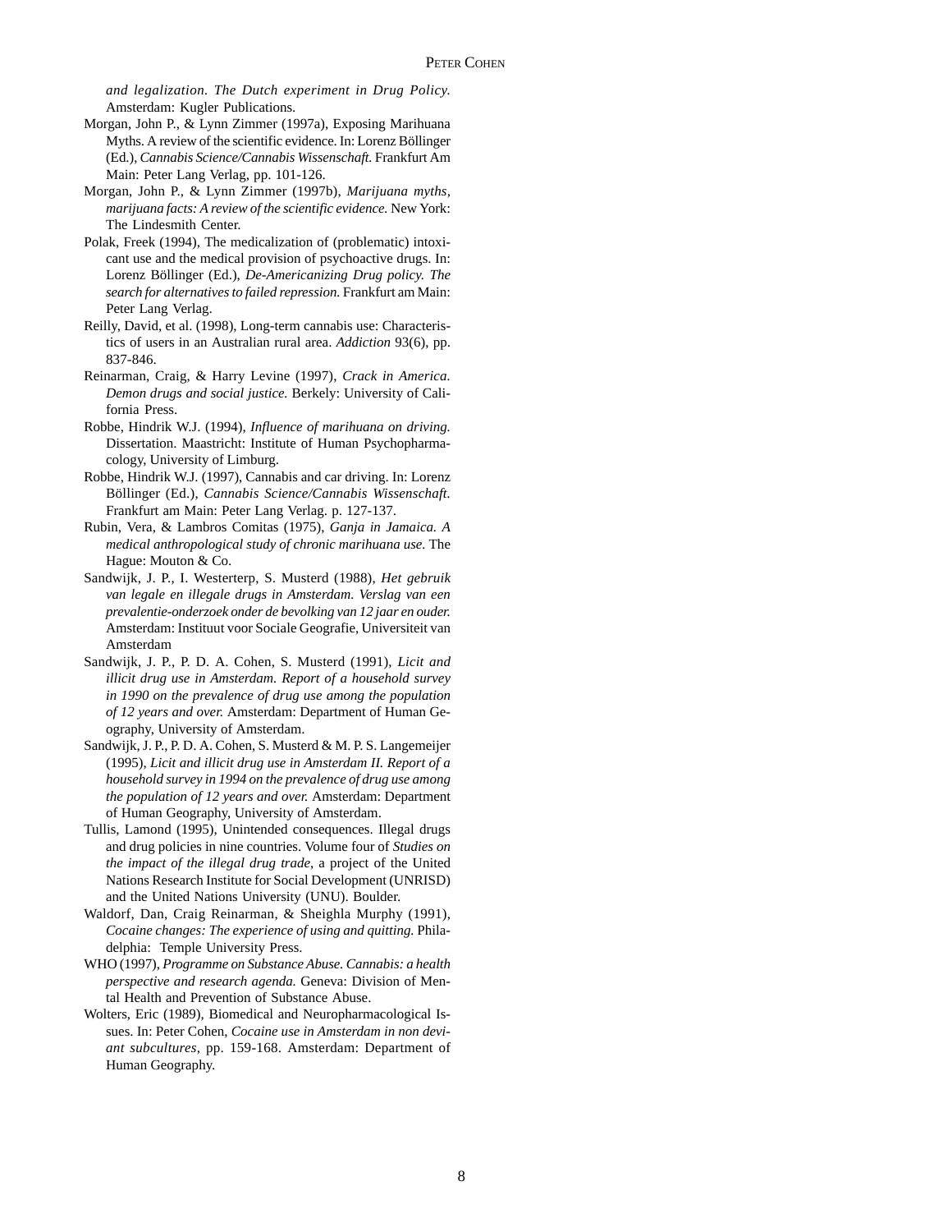*and legalization. The Dutch experiment in Drug Policy.* Amsterdam: Kugler Publications.

Morgan, John P., & Lynn Zimmer (1997a), Exposing Marihuana Myths. A review of the scientific evidence. In: Lorenz Böllinger (Ed.), *Cannabis Science/Cannabis Wissenschaft.* Frankfurt Am Main: Peter Lang Verlag, pp. 101-126.

Morgan, John P., & Lynn Zimmer (1997b), *Marijuana myths, marijuana facts: A review of the scientific evidence.* New York: The Lindesmith Center.

Polak, Freek (1994), The medicalization of (problematic) intoxicant use and the medical provision of psychoactive drugs. In: Lorenz Böllinger (Ed.), *De-Americanizing Drug policy. The search for alternatives to failed repression.* Frankfurt am Main: Peter Lang Verlag.

Reilly, David, et al. (1998), Long-term cannabis use: Characteristics of users in an Australian rural area. *Addiction* 93(6), pp. 837-846.

Reinarman, Craig, & Harry Levine (1997), *Crack in America. Demon drugs and social justice.* Berkely: University of California Press.

Robbe, Hindrik W.J. (1994), *Influence of marihuana on driving.* Dissertation. Maastricht: Institute of Human Psychopharmacology, University of Limburg.

Robbe, Hindrik W.J. (1997), Cannabis and car driving. In: Lorenz Böllinger (Ed.), *Cannabis Science/Cannabis Wissenschaft.* Frankfurt am Main: Peter Lang Verlag. p. 127-137.

Rubin, Vera, & Lambros Comitas (1975), *Ganja in Jamaica. A medical anthropological study of chronic marihuana use.* The Hague: Mouton & Co.

Sandwijk, J. P., I. Westerterp, S. Musterd (1988), *Het gebruik van legale en illegale drugs in Amsterdam. Verslag van een prevalentie-onderzoek onder de bevolking van 12 jaar en ouder.* Amsterdam: Instituut voor Sociale Geografie, Universiteit van Amsterdam

Sandwijk, J. P., P. D. A. Cohen, S. Musterd (1991), *Licit and illicit drug use in Amsterdam. Report of a household survey in 1990 on the prevalence of drug use among the population of 12 years and over.* Amsterdam: Department of Human Geography, University of Amsterdam.

Sandwijk, J. P., P. D. A. Cohen, S. Musterd & M. P. S. Langemeijer (1995), *Licit and illicit drug use in Amsterdam II. Report of a household survey in 1994 on the prevalence of drug use among the population of 12 years and over.* Amsterdam: Department of Human Geography, University of Amsterdam.

Tullis, Lamond (1995), Unintended consequences. Illegal drugs and drug policies in nine countries. Volume four of *Studies on the impact of the illegal drug trade*, a project of the United Nations Research Institute for Social Development (UNRISD) and the United Nations University (UNU). Boulder.

Waldorf, Dan, Craig Reinarman, & Sheighla Murphy (1991), *Cocaine changes: The experience of using and quitting.* Philadelphia: Temple University Press.

WHO (1997), *Programme on Substance Abuse. Cannabis: a health perspective and research agenda.* Geneva: Division of Mental Health and Prevention of Substance Abuse.

Wolters, Eric (1989), Biomedical and Neuropharmacological Issues. In: Peter Cohen, *Cocaine use in Amsterdam in non deviant subcultures*, pp. 159-168. Amsterdam: Department of Human Geography.